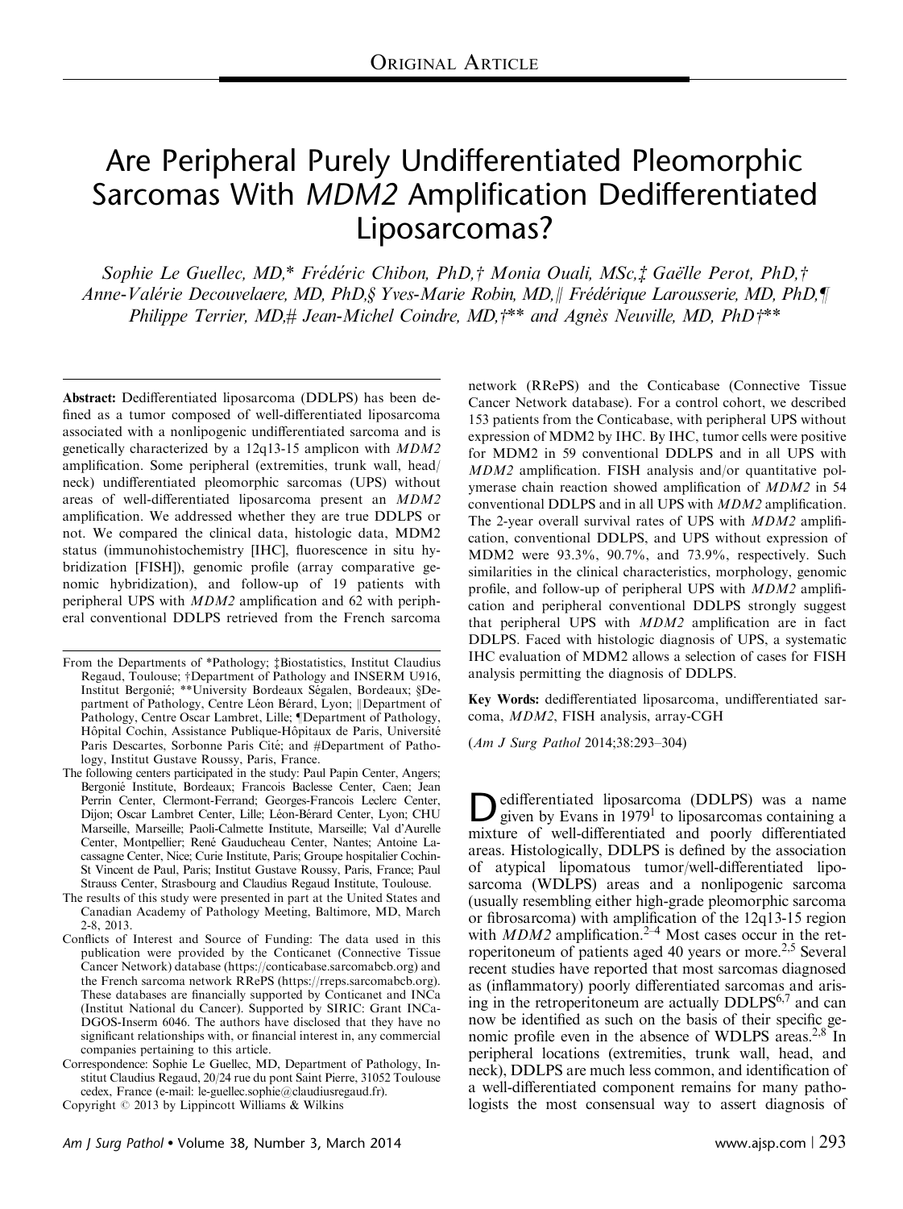ORIGINAL ARTICLE

# Are Peripheral Purely Undifferentiated Pleomorphic Sarcomas With *MDM2* Amplification Dedifferentiated Liposarcomas?

*Sophie Le Guellec, MD,\* Frédéric Chibon, PhD,† Monia Ouali, MSc,‡ Gaëlle Perot, PhD,† Anne-Valérie Decouvelaere, MD, PhD,§ Yves-Marie Robin, MD,|| Frédérique Larousserie, MD, PhD,¶ Philippe Terrier, MD,# Jean-Michel Coindre, MD,†\*\* and Agnès Neuville, MD, PhD†\*\**

**Abstract:** Dedifferentiated liposarcoma (DDLPS) has been defined as a tumor composed of well-differentiated liposarcoma associated with a nonlipogenic undifferentiated sarcoma and is genetically characterized by a 12q13-15 amplicon with *MDM2* amplification. Some peripheral (extremities, trunk wall, head/neck) undifferentiated pleomorphic sarcomas (UPS) without areas of well-differentiated liposarcoma present an *MDM2* amplification. We addressed whether they are true DDLPS or not. We compared the clinical data, histologic data, MDM2 status (immunohistochemistry [IHC], fluorescence in situ hybridization [FISH]), genomic profile (array comparative genomic hybridization), and follow-up of 19 patients with peripheral UPS with *MDM2* amplification and 62 with peripheral conventional DDLPS retrieved from the French sarcoma network (RRePS) and the Conticabase (Connective Tissue Cancer Network database). For a control cohort, we described 153 patients from the Conticabase, with peripheral UPS without expression of MDM2 by IHC. By IHC, tumor cells were positive for MDM2 in 59 conventional DDLPS and in all UPS with *MDM2* amplification. FISH analysis and/or quantitative polymerase chain reaction showed amplification of *MDM2* in 54 conventional DDLPS and in all UPS with *MDM2* amplification. The 2-year overall survival rates of UPS with *MDM2* amplification, conventional DDLPS, and UPS without expression of MDM2 were 93.3%, 90.7%, and 73.9%, respectively. Such similarities in the clinical characteristics, morphology, genomic profile, and follow-up of peripheral UPS with *MDM2* amplification and peripheral conventional DDLPS strongly suggest that peripheral UPS with *MDM2* amplification are in fact DDLPS. Faced with histologic diagnosis of UPS, a systematic IHC evaluation of MDM2 allows a selection of cases for FISH analysis permitting the diagnosis of DDLPS.

**Key Words:** dedifferentiated liposarcoma, undifferentiated sarcoma, *MDM2*, FISH analysis, array-CGH

(*Am J Surg Pathol* 2014;38:293–304)

From the Departments of \*Pathology; ‡Biostatistics, Institut Claudius Regaud, Toulouse; †Department of Pathology and INSERM U916, Institut Bergonié; \*\*University Bordeaux Ségalen, Bordeaux; §Department of Pathology, Centre Léon Bérard, Lyon; ||Department of Pathology, Centre Oscar Lambret, Lille; ¶Department of Pathology, Hôpital Cochin, Assistance Publique-Hôpitaux de Paris, Université Paris Descartes, Sorbonne Paris Cité; and #Department of Pathology, Institut Gustave Roussy, Paris, France.

The following centers participated in the study: Paul Papin Center, Angers; Bergonié Institute, Bordeaux; Francois Baclesse Center, Caen; Jean Perrin Center, Clermont-Ferrand; Georges-Francois Leclerc Center, Dijon; Oscar Lambret Center, Lille; Léon-Bérard Center, Lyon; CHU Marseille, Marseille; Paoli-Calmette Institute, Marseille; Val d'Aurelle Center, Montpellier; René Gauducheau Center, Nantes; Antoine Lacassagne Center, Nice; Curie Institute, Paris; Groupe hospitalier Cochin-St Vincent de Paul, Paris; Institut Gustave Roussy, Paris, France; Paul Strauss Center, Strasbourg and Claudius Regaud Institute, Toulouse.

The results of this study were presented in part at the United States and Canadian Academy of Pathology Meeting, Baltimore, MD, March 2-8, 2013.

Conflicts of Interest and Source of Funding: The data used in this publication were provided by the Conticanet (Connective Tissue Cancer Network) database (https://conticabase.sarcomabcb.org) and the French sarcoma network RRePS (https://rreps.sarcomabcb.org). These databases are financially supported by Conticanet and INCa (Institut National du Cancer). Supported by SIRIC: Grant INCa-DGOS-Inserm 6046. The authors have disclosed that they have no significant relationships with, or financial interest in, any commercial companies pertaining to this article.

Correspondence: Sophie Le Guellec, MD, Department of Pathology, Institut Claudius Regaud, 20/24 rue du pont Saint Pierre, 31052 Toulouse cedex, France (e-mail: le-guellec.sophie@claudiusregaud.fr).

Copyright © 2013 by Lippincott Williams & Wilkins

Dedifferentiated liposarcoma (DDLPS) was a name given by Evans in 1979[1] to liposarcomas containing a mixture of well-differentiated and poorly differentiated areas. Histologically, DDLPS is defined by the association of atypical lipomatous tumor/well-differentiated liposarcoma (WDLPS) areas and a nonlipogenic sarcoma (usually resembling either high-grade pleomorphic sarcoma or fibrosarcoma) with amplification of the 12q13-15 region with *MDM2* amplification.[2–4] Most cases occur in the retroperitoneum of patients aged 40 years or more.[2,5] Several recent studies have reported that most sarcomas diagnosed as (inflammatory) poorly differentiated sarcomas and arising in the retroperitoneum are actually DDLPS[6,7] and can now be identified as such on the basis of their specific genomic profile even in the absence of WDLPS areas.[2,8] In peripheral locations (extremities, trunk wall, head, and neck), DDLPS are much less common, and identification of a well-differentiated component remains for many pathologists the most consensual way to assert diagnosis of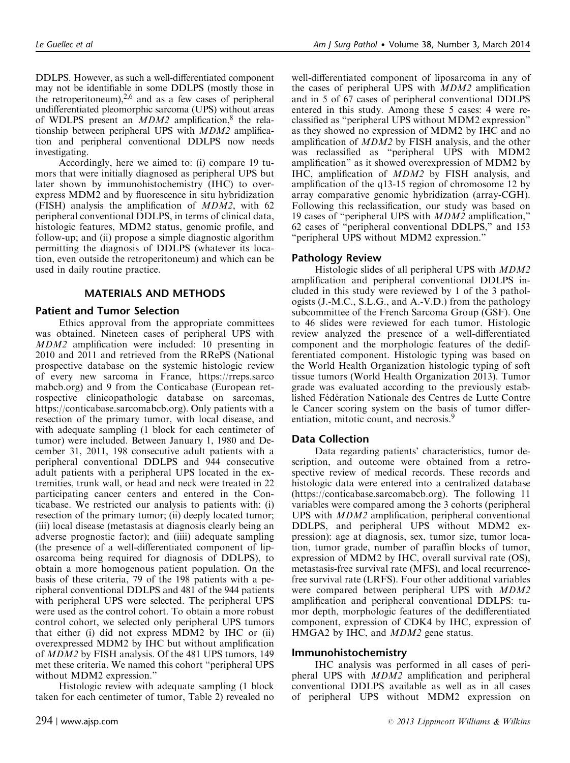DDLPS. However, as such a well-differentiated component may not be identifiable in some DDLPS (mostly those in the retroperitoneum),[2,6] and as a few cases of peripheral undifferentiated pleomorphic sarcoma (UPS) without areas of WDLPS present an *MDM2* amplification,[8] the relationship between peripheral UPS with *MDM2* amplification and peripheral conventional DDLPS now needs investigating.

Accordingly, here we aimed to: (i) compare 19 tumors that were initially diagnosed as peripheral UPS but later shown by immunohistochemistry (IHC) to overexpress MDM2 and by fluorescence in situ hybridization (FISH) analysis the amplification of *MDM2*, with 62 peripheral conventional DDLPS, in terms of clinical data, histologic features, MDM2 status, genomic profile, and follow-up; and (ii) propose a simple diagnostic algorithm permitting the diagnosis of DDLPS (whatever its location, even outside the retroperitoneum) and which can be used in daily routine practice.

## MATERIALS AND METHODS

### Patient and Tumor Selection

Ethics approval from the appropriate committees was obtained. Nineteen cases of peripheral UPS with *MDM2* amplification were included: 10 presenting in 2010 and 2011 and retrieved from the RRePS (National prospective database on the systemic histologic review of every new sarcoma in France, https://rreps.sarcomabcb.org) and 9 from the Conticabase (European retrospective clinicopathologic database on sarcomas, https://conticabase.sarcomabcb.org). Only patients with a resection of the primary tumor, with local disease, and with adequate sampling (1 block for each centimeter of tumor) were included. Between January 1, 1980 and December 31, 2011, 198 consecutive adult patients with a peripheral conventional DDLPS and 944 consecutive adult patients with a peripheral UPS located in the extremities, trunk wall, or head and neck were treated in 22 participating cancer centers and entered in the Conticabase. We restricted our analysis to patients with: (i) resection of the primary tumor; (ii) deeply located tumor; (iii) local disease (metastasis at diagnosis clearly being an adverse prognostic factor); and (iiii) adequate sampling (the presence of a well-differentiated component of liposarcoma being required for diagnosis of DDLPS), to obtain a more homogenous patient population. On the basis of these criteria, 79 of the 198 patients with a peripheral conventional DDLPS and 481 of the 944 patients with peripheral UPS were selected. The peripheral UPS were used as the control cohort. To obtain a more robust control cohort, we selected only peripheral UPS tumors that either (i) did not express MDM2 by IHC or (ii) overexpressed MDM2 by IHC but without amplification of *MDM2* by FISH analysis. Of the 481 UPS tumors, 149 met these criteria. We named this cohort "peripheral UPS without MDM2 expression."

Histologic review with adequate sampling (1 block taken for each centimeter of tumor, Table 2) revealed no well-differentiated component of liposarcoma in any of the cases of peripheral UPS with *MDM2* amplification and in 5 of 67 cases of peripheral conventional DDLPS entered in this study. Among these 5 cases: 4 were reclassified as "peripheral UPS without MDM2 expression" as they showed no expression of MDM2 by IHC and no amplification of *MDM2* by FISH analysis, and the other was reclassified as "peripheral UPS with MDM2 amplification" as it showed overexpression of MDM2 by IHC, amplification of *MDM2* by FISH analysis, and amplification of the q13-15 region of chromosome 12 by array comparative genomic hybridization (array-CGH). Following this reclassification, our study was based on 19 cases of "peripheral UPS with *MDM2* amplification," 62 cases of "peripheral conventional DDLPS," and 153 "peripheral UPS without MDM2 expression."

### Pathology Review

Histologic slides of all peripheral UPS with *MDM2* amplification and peripheral conventional DDLPS included in this study were reviewed by 1 of the 3 pathologists (J.-M.C., S.L.G., and A.-V.D.) from the pathology subcommittee of the French Sarcoma Group (GSF). One to 46 slides were reviewed for each tumor. Histologic review analyzed the presence of a well-differentiated component and the morphologic features of the dedifferentiated component. Histologic typing was based on the World Health Organization histologic typing of soft tissue tumors (World Health Organization 2013). Tumor grade was evaluated according to the previously established Fédération Nationale des Centres de Lutte Contre le Cancer scoring system on the basis of tumor differentiation, mitotic count, and necrosis.[9]

### Data Collection

Data regarding patients' characteristics, tumor description, and outcome were obtained from a retrospective review of medical records. These records and histologic data were entered into a centralized database (https://conticabase.sarcomabcb.org). The following 11 variables were compared among the 3 cohorts (peripheral UPS with *MDM2* amplification, peripheral conventional DDLPS, and peripheral UPS without MDM2 expression): age at diagnosis, sex, tumor size, tumor location, tumor grade, number of paraffin blocks of tumor, expression of MDM2 by IHC, overall survival rate (OS), metastasis-free survival rate (MFS), and local recurrence-free survival rate (LRFS). Four other additional variables were compared between peripheral UPS with *MDM2* amplification and peripheral conventional DDLPS: tumor depth, morphologic features of the dedifferentiated component, expression of CDK4 by IHC, expression of HMGA2 by IHC, and *MDM2* gene status.

### Immunohistochemistry

IHC analysis was performed in all cases of peripheral UPS with *MDM2* amplification and peripheral conventional DDLPS available as well as in all cases of peripheral UPS without MDM2 expression on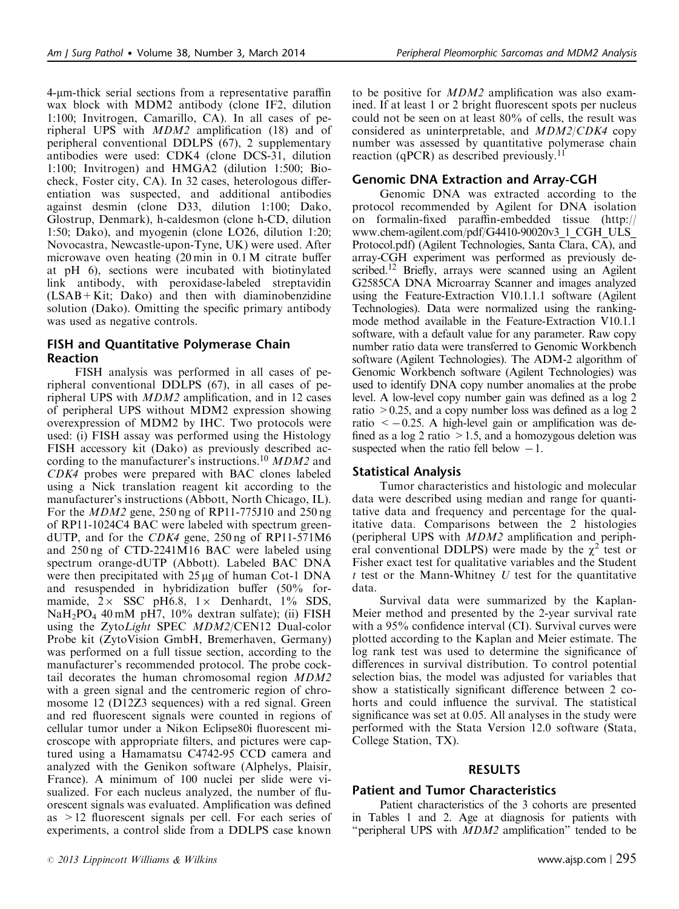4-µm-thick serial sections from a representative paraffin wax block with MDM2 antibody (clone IF2, dilution 1:100; Invitrogen, Camarillo, CA). In all cases of peripheral UPS with *MDM2* amplification (18) and of peripheral conventional DDLPS (67), 2 supplementary antibodies were used: CDK4 (clone DCS-31, dilution 1:100; Invitrogen) and HMGA2 (dilution 1:500; Biocheck, Foster city, CA). In 32 cases, heterologous differentiation was suspected, and additional antibodies against desmin (clone D33, dilution 1:100; Dako, Glostrup, Denmark), h-caldesmon (clone h-CD, dilution 1:50; Dako), and myogenin (clone LO26, dilution 1:20; Novocastra, Newcastle-upon-Tyne, UK) were used. After microwave oven heating (20 min in 0.1 M citrate buffer at pH 6), sections were incubated with biotinylated link antibody, with peroxidase-labeled streptavidin (LSAB + Kit; Dako) and then with diaminobenzidine solution (Dako). Omitting the specific primary antibody was used as negative controls.

## FISH and Quantitative Polymerase Chain Reaction

FISH analysis was performed in all cases of peripheral conventional DDLPS (67), in all cases of peripheral UPS with *MDM2* amplification, and in 12 cases of peripheral UPS without MDM2 expression showing overexpression of MDM2 by IHC. Two protocols were used: (i) FISH assay was performed using the Histology FISH accessory kit (Dako) as previously described according to the manufacturer's instructions.[10] *MDM2* and *CDK4* probes were prepared with BAC clones labeled using a Nick translation reagent kit according to the manufacturer's instructions (Abbott, North Chicago, IL). For the *MDM2* gene, 250 ng of RP11-775J10 and 250 ng of RP11-1024C4 BAC were labeled with spectrum green-dUTP, and for the *CDK4* gene, 250 ng of RP11-571M6 and 250 ng of CTD-2241M16 BAC were labeled using spectrum orange-dUTP (Abbott). Labeled BAC DNA were then precipitated with 25 µg of human Cot-1 DNA and resuspended in hybridization buffer (50% formamide, 2× SSC pH6.8, 1× Denhardt, 1% SDS, $NaH_2PO_4$ 40 mM pH7, 10% dextran sulfate); (ii) FISH using the Zyto*Light* SPEC *MDM2*/CEN12 Dual-color Probe kit (ZytoVision GmbH, Bremerhaven, Germany) was performed on a full tissue section, according to the manufacturer's recommended protocol. The probe cocktail decorates the human chromosomal region *MDM2* with a green signal and the centromeric region of chromosome 12 (D12Z3 sequences) with a red signal. Green and red fluorescent signals were counted in regions of cellular tumor under a Nikon Eclipse80i fluorescent microscope with appropriate filters, and pictures were captured using a Hamamatsu C4742-95 CCD camera and analyzed with the Genikon software (Alphelys, Plaisir, France). A minimum of 100 nuclei per slide were visualized. For each nucleus analyzed, the number of fluorescent signals was evaluated. Amplification was defined as > 12 fluorescent signals per cell. For each series of experiments, a control slide from a DDLPS case known to be positive for *MDM2* amplification was also examined. If at least 1 or 2 bright fluorescent spots per nucleus could not be seen on at least 80% of cells, the result was considered as uninterpretable, and *MDM2*/*CDK4* copy number was assessed by quantitative polymerase chain reaction (qPCR) as described previously.[11]

## Genomic DNA Extraction and Array-CGH

Genomic DNA was extracted according to the protocol recommended by Agilent for DNA isolation on formalin-fixed paraffin-embedded tissue (http://www.chem-agilent.com/pdf/G4410-90020v3_1_CGH_ULS_Protocol.pdf) (Agilent Technologies, Santa Clara, CA), and array-CGH experiment was performed as previously described.[12] Briefly, arrays were scanned using an Agilent G2585CA DNA Microarray Scanner and images analyzed using the Feature-Extraction V10.1.1.1 software (Agilent Technologies). Data were normalized using the ranking-mode method available in the Feature-Extraction V10.1.1 software, with a default value for any parameter. Raw copy number ratio data were transferred to Genomic Workbench software (Agilent Technologies). The ADM-2 algorithm of Genomic Workbench software (Agilent Technologies) was used to identify DNA copy number anomalies at the probe level. A low-level copy number gain was defined as a log 2 ratio > 0.25, and a copy number loss was defined as a log 2 ratio < −0.25. A high-level gain or amplification was defined as a log 2 ratio > 1.5, and a homozygous deletion was suspected when the ratio fell below −1.

## Statistical Analysis

Tumor characteristics and histologic and molecular data were described using median and range for quantitative data and frequency and percentage for the qualitative data. Comparisons between the 2 histologies (peripheral UPS with *MDM2* amplification and peripheral conventional DDLPS) were made by the $\chi^2$ test or Fisher exact test for qualitative variables and the Student $t$ test or the Mann-Whitney $U$ test for the quantitative data.

Survival data were summarized by the Kaplan-Meier method and presented by the 2-year survival rate with a 95% confidence interval (CI). Survival curves were plotted according to the Kaplan and Meier estimate. The log rank test was used to determine the significance of differences in survival distribution. To control potential selection bias, the model was adjusted for variables that show a statistically significant difference between 2 cohorts and could influence the survival. The statistical significance was set at 0.05. All analyses in the study were performed with the Stata Version 12.0 software (Stata, College Station, TX).

# RESULTS

## Patient and Tumor Characteristics

Patient characteristics of the 3 cohorts are presented in Tables 1 and 2. Age at diagnosis for patients with "peripheral UPS with *MDM2* amplification" tended to be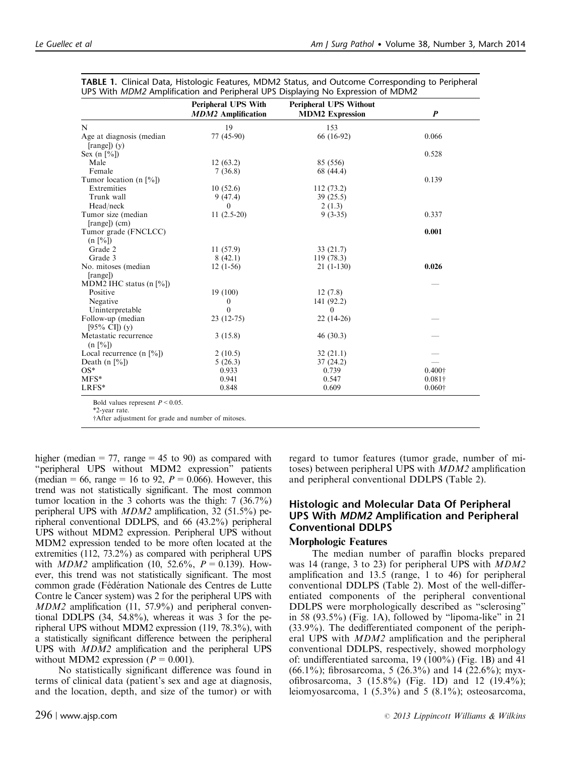**TABLE 1.** Clinical Data, Histologic Features, MDM2 Status, and Outcome Corresponding to Peripheral UPS With *MDM2* Amplification and Peripheral UPS Displaying No Expression of MDM2

| | Peripheral UPS With *MDM2* Amplification | Peripheral UPS Without MDM2 Expression | *P* |
|---|---|---|---|
| N | 19 | 153 | |
| Age at diagnosis (median [range]) (y) | 77 (45-90) | 66 (16-92) | 0.066 |
| Sex (n [%]) | | | 0.528 |
| Male | 12 (63.2) | 85 (556) | |
| Female | 7 (36.8) | 68 (44.4) | |
| Tumor location (n [%]) | | | 0.139 |
| Extremities | 10 (52.6) | 112 (73.2) | |
| Trunk wall | 9 (47.4) | 39 (25.5) | |
| Head/neck | 0 | 2 (1.3) | |
| Tumor size (median [range]) (cm) | 11 (2.5-20) | 9 (3-35) | 0.337 |
| Tumor grade (FNCLCC) (n [%]) | | | **0.001** |
| Grade 2 | 11 (57.9) | 33 (21.7) | |
| Grade 3 | 8 (42.1) | 119 (78.3) | |
| No. mitoses (median [range]) | 12 (1-56) | 21 (1-130) | **0.026** |
| MDM2 IHC status (n [%]) | | | — |
| Positive | 19 (100) | 12 (7.8) | |
| Negative | 0 | 141 (92.2) | |
| Uninterpretable | 0 | 0 | |
| Follow-up (median [95% CI]) (y) | 23 (12-75) | 22 (14-26) | — |
| Metastatic recurrence (n [%]) | 3 (15.8) | 46 (30.3) | — |
| Local recurrence (n [%]) | 2 (10.5) | 32 (21.1) | — |
| Death (n [%]) | 5 (26.3) | 37 (24.2) | — |
| OS* | 0.933 | 0.739 | 0.400† |
| MFS* | 0.941 | 0.547 | 0.081† |
| LRFS* | 0.848 | 0.609 | 0.060† |

Bold values represent $P < 0.05$.

*2-year rate.

†After adjustment for grade and number of mitoses.

higher (median = 77, range = 45 to 90) as compared with "peripheral UPS without MDM2 expression" patients (median = 66, range = 16 to 92, $P = 0.066$). However, this trend was not statistically significant. The most common tumor location in the 3 cohorts was the thigh: 7 (36.7%) peripheral UPS with *MDM2* amplification, 32 (51.5%) peripheral conventional DDLPS, and 66 (43.2%) peripheral UPS without MDM2 expression. Peripheral UPS without MDM2 expression tended to be more often located at the extremities (112, 73.2%) as compared with peripheral UPS with *MDM2* amplification (10, 52.6%, $P = 0.139$). However, this trend was not statistically significant. The most common grade (Fédération Nationale des Centres de Lutte Contre le Cancer system) was 2 for the peripheral UPS with *MDM2* amplification (11, 57.9%) and peripheral conventional DDLPS (34, 54.8%), whereas it was 3 for the peripheral UPS without MDM2 expression (119, 78.3%), with a statistically significant difference between the peripheral UPS with *MDM2* amplification and the peripheral UPS without MDM2 expression ($P = 0.001$).

No statistically significant difference was found in terms of clinical data (patient's sex and age at diagnosis, and the location, depth, and size of the tumor) or with regard to tumor features (tumor grade, number of mitoses) between peripheral UPS with *MDM2* amplification and peripheral conventional DDLPS (Table 2).

## Histologic and Molecular Data Of Peripheral UPS With *MDM2* Amplification and Peripheral Conventional DDLPS

### Morphologic Features

The median number of paraffin blocks prepared was 14 (range, 3 to 23) for peripheral UPS with *MDM2* amplification and 13.5 (range, 1 to 46) for peripheral conventional DDLPS (Table 2). Most of the well-differentiated components of the peripheral conventional DDLPS were morphologically described as "sclerosing" in 58 (93.5%) (Fig. 1A), followed by "lipoma-like" in 21 (33.9%). The dedifferentiated component of the peripheral UPS with *MDM2* amplification and the peripheral conventional DDLPS, respectively, showed morphology of: undifferentiated sarcoma, 19 (100%) (Fig. 1B) and 41 (66.1%); fibrosarcoma, 5 (26.3%) and 14 (22.6%); myxofibrosarcoma, 3 (15.8%) (Fig. 1D) and 12 (19.4%); leiomyosarcoma, 1 (5.3%) and 5 (8.1%); osteosarcoma,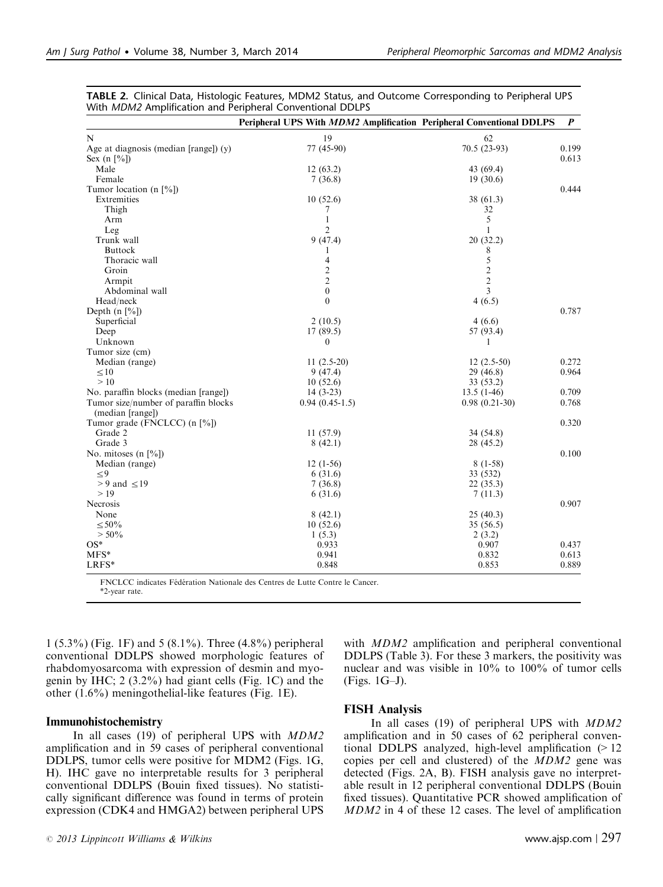**TABLE 2.** Clinical Data, Histologic Features, MDM2 Status, and Outcome Corresponding to Peripheral UPS With *MDM2* Amplification and Peripheral Conventional DDLPS

| | Peripheral UPS With *MDM2* Amplification | Peripheral Conventional DDLPS | *P* |
|---|---|---|---|
| N | 19 | 62 | |
| Age at diagnosis (median [range]) (y) | 77 (45-90) | 70.5 (23-93) | 0.199 |
| Sex (n [%]) | | | 0.613 |
| Male | 12 (63.2) | 43 (69.4) | |
| Female | 7 (36.8) | 19 (30.6) | |
| Tumor location (n [%]) | | | 0.444 |
| Extremities | 10 (52.6) | 38 (61.3) | |
| Thigh | 7 | 32 | |
| Arm | 1 | 5 | |
| Leg | 2 | 1 | |
| Trunk wall | 9 (47.4) | 20 (32.2) | |
| Buttock | 1 | 8 | |
| Thoracic wall | 4 | 5 | |
| Groin | 2 | 2 | |
| Armpit | 2 | 2 | |
| Abdominal wall | 0 | 3 | |
| Head/neck | 0 | 4 (6.5) | |
| Depth (n [%]) | | | 0.787 |
| Superficial | 2 (10.5) | 4 (6.6) | |
| Deep | 17 (89.5) | 57 (93.4) | |
| Unknown | 0 | 1 | |
| Tumor size (cm) | | | |
| Median (range) | 11 (2.5-20) | 12 (2.5-50) | 0.272 |
| ≤10 | 9 (47.4) | 29 (46.8) | 0.964 |
| > 10 | 10 (52.6) | 33 (53.2) | |
| No. paraffin blocks (median [range]) | 14 (3-23) | 13.5 (1-46) | 0.709 |
| Tumor size/number of paraffin blocks (median [range]) | 0.94 (0.45-1.5) | 0.98 (0.21-30) | 0.768 |
| Tumor grade (FNCLCC) (n [%]) | | | 0.320 |
| Grade 2 | 11 (57.9) | 34 (54.8) | |
| Grade 3 | 8 (42.1) | 28 (45.2) | |
| No. mitoses (n [%]) | | | 0.100 |
| Median (range) | 12 (1-56) | 8 (1-58) | |
| ≤9 | 6 (31.6) | 33 (532) | |
| > 9 and ≤19 | 7 (36.8) | 22 (35.3) | |
| > 19 | 6 (31.6) | 7 (11.3) | |
| Necrosis | | | 0.907 |
| None | 8 (42.1) | 25 (40.3) | |
| ≤50% | 10 (52.6) | 35 (56.5) | |
| > 50% | 1 (5.3) | 2 (3.2) | |
| OS* | 0.933 | 0.907 | 0.437 |
| MFS* | 0.941 | 0.832 | 0.613 |
| LRFS* | 0.848 | 0.853 | 0.889 |

FNCLCC indicates Fédération Nationale des Centres de Lutte Contre le Cancer.
*2-year rate.

1 (5.3%) (Fig. 1F) and 5 (8.1%). Three (4.8%) peripheral conventional DDLPS showed morphologic features of rhabdomyosarcoma with expression of desmin and myogenin by IHC; 2 (3.2%) had giant cells (Fig. 1C) and the other (1.6%) meningothelial-like features (Fig. 1E).

### Immunohistochemistry

In all cases (19) of peripheral UPS with *MDM2* amplification and in 59 cases of peripheral conventional DDLPS, tumor cells were positive for MDM2 (Figs. 1G, H). IHC gave no interpretable results for 3 peripheral conventional DDLPS (Bouin fixed tissues). No statistically significant difference was found in terms of protein expression (CDK4 and HMGA2) between peripheral UPS with *MDM2* amplification and peripheral conventional DDLPS (Table 3). For these 3 markers, the positivity was nuclear and was visible in 10% to 100% of tumor cells (Figs. 1G–J).

### FISH Analysis

In all cases (19) of peripheral UPS with *MDM2* amplification and in 50 cases of 62 peripheral conventional DDLPS analyzed, high-level amplification (> 12 copies per cell and clustered) of the *MDM2* gene was detected (Figs. 2A, B). FISH analysis gave no interpretable result in 12 peripheral conventional DDLPS (Bouin fixed tissues). Quantitative PCR showed amplification of *MDM2* in 4 of these 12 cases. The level of amplification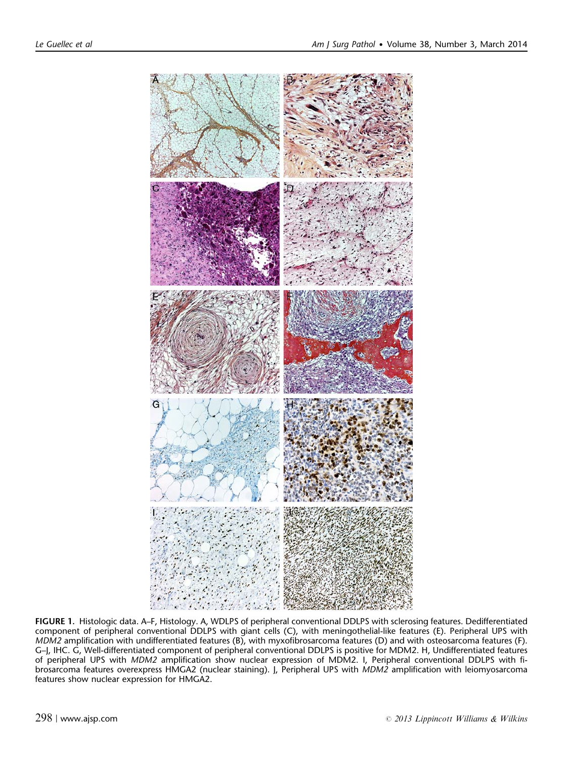**FIGURE 1.** Histologic data. A–F, Histology. A, WDLPS of peripheral conventional DDLPS with sclerosing features. Dedifferentiated component of peripheral conventional DDLPS with giant cells (C), with meningothelial-like features (E). Peripheral UPS with *MDM2* amplification with undifferentiated features (B), with myxofibrosarcoma features (D) and with osteosarcoma features (F). G–J, IHC. G, Well-differentiated component of peripheral conventional DDLPS is positive for MDM2. H, Undifferentiated features of peripheral UPS with *MDM2* amplification show nuclear expression of MDM2. I, Peripheral conventional DDLPS with fibrosarcoma features overexpress HMGA2 (nuclear staining). J, Peripheral UPS with *MDM2* amplification with leiomyosarcoma features show nuclear expression for HMGA2.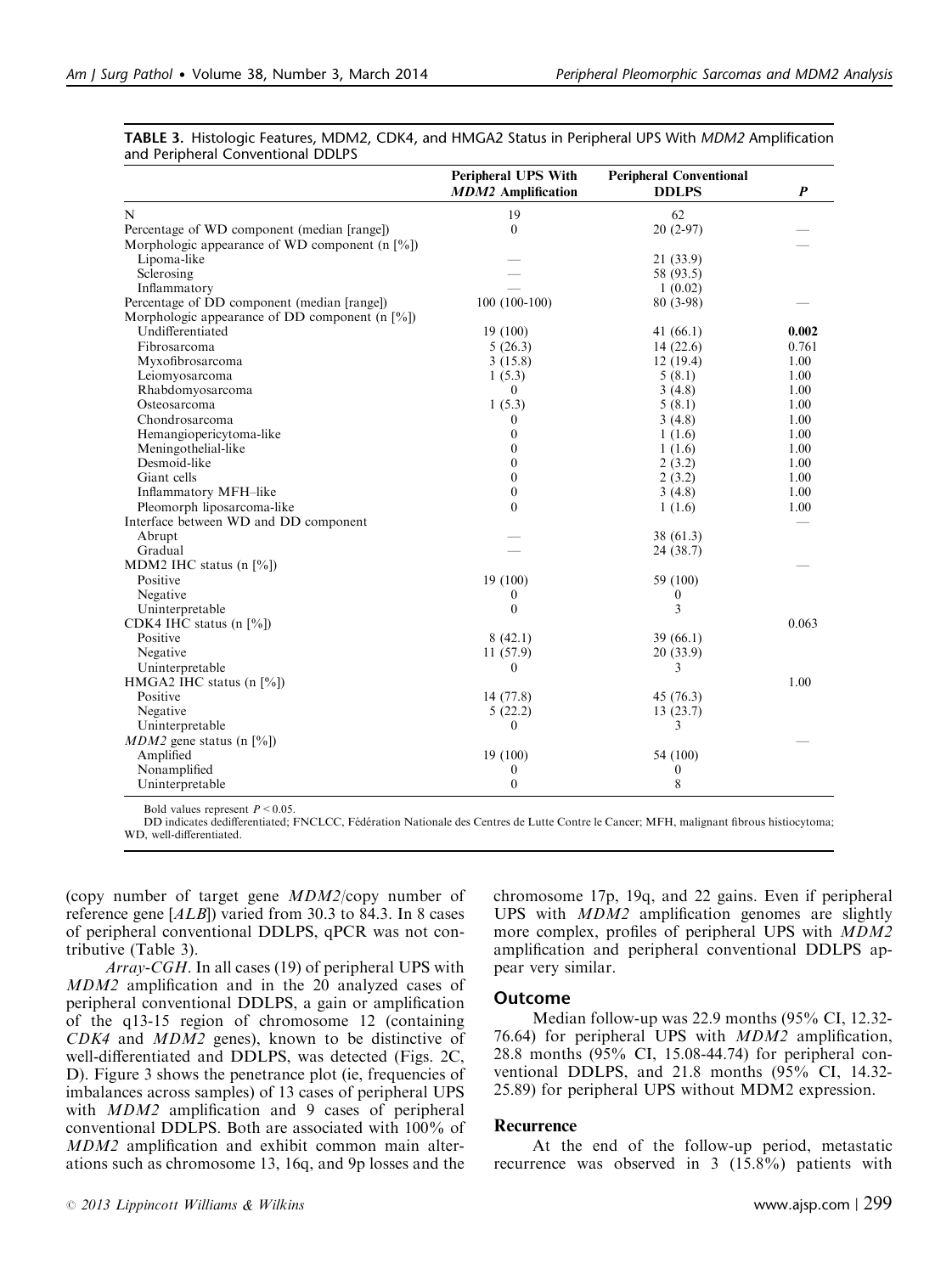**TABLE 3.** Histologic Features, MDM2, CDK4, and HMGA2 Status in Peripheral UPS With *MDM2* Amplification and Peripheral Conventional DDLPS

| | Peripheral UPS With *MDM2* Amplification | Peripheral Conventional DDLPS | *P* |
|---|---|---|---|
| N | 19 | 62 | |
| Percentage of WD component (median [range]) | 0 | 20 (2-97) | — |
| Morphologic appearance of WD component (n [%]) | | | — |
| Lipoma-like | — | 21 (33.9) | |
| Sclerosing | — | 58 (93.5) | |
| Inflammatory | — | 1 (0.02) | |
| Percentage of DD component (median [range]) | 100 (100-100) | 80 (3-98) | — |
| Morphologic appearance of DD component (n [%]) | | | |
| Undifferentiated | 19 (100) | 41 (66.1) | **0.002** |
| Fibrosarcoma | 5 (26.3) | 14 (22.6) | 0.761 |
| Myxofibrosarcoma | 3 (15.8) | 12 (19.4) | 1.00 |
| Leiomyosarcoma | 1 (5.3) | 5 (8.1) | 1.00 |
| Rhabdomyosarcoma | 0 | 3 (4.8) | 1.00 |
| Osteosarcoma | 1 (5.3) | 5 (8.1) | 1.00 |
| Chondrosarcoma | 0 | 3 (4.8) | 1.00 |
| Hemangiopericytoma-like | 0 | 1 (1.6) | 1.00 |
| Meningothelial-like | 0 | 1 (1.6) | 1.00 |
| Desmoid-like | 0 | 2 (3.2) | 1.00 |
| Giant cells | 0 | 2 (3.2) | 1.00 |
| Inflammatory MFH–like | 0 | 3 (4.8) | 1.00 |
| Pleomorph liposarcoma-like | 0 | 1 (1.6) | 1.00 |
| Interface between WD and DD component | | | — |
| Abrupt | — | 38 (61.3) | |
| Gradual | — | 24 (38.7) | |
| MDM2 IHC status (n [%]) | | | — |
| Positive | 19 (100) | 59 (100) | |
| Negative | 0 | 0 | |
| Uninterpretable | 0 | 3 | |
| CDK4 IHC status (n [%]) | | | 0.063 |
| Positive | 8 (42.1) | 39 (66.1) | |
| Negative | 11 (57.9) | 20 (33.9) | |
| Uninterpretable | 0 | 3 | |
| HMGA2 IHC status (n [%]) | | | 1.00 |
| Positive | 14 (77.8) | 45 (76.3) | |
| Negative | 5 (22.2) | 13 (23.7) | |
| Uninterpretable | 0 | 3 | |
| *MDM2* gene status (n [%]) | | | — |
| Amplified | 19 (100) | 54 (100) | |
| Nonamplified | 0 | 0 | |
| Uninterpretable | 0 | 8 | |

Bold values represent $P < 0.05$.

DD indicates dedifferentiated; FNCLCC, Fédération Nationale des Centres de Lutte Contre le Cancer; MFH, malignant fibrous histiocytoma; WD, well-differentiated.

(copy number of target gene *MDM2*/copy number of reference gene [*ALB*]) varied from 30.3 to 84.3. In 8 cases of peripheral conventional DDLPS, qPCR was not contributive (Table 3).

*Array-CGH*. In all cases (19) of peripheral UPS with *MDM2* amplification and in the 20 analyzed cases of peripheral conventional DDLPS, a gain or amplification of the q13-15 region of chromosome 12 (containing *CDK4* and *MDM2* genes), known to be distinctive of well-differentiated and DDLPS, was detected (Figs. 2C, D). Figure 3 shows the penetrance plot (ie, frequencies of imbalances across samples) of 13 cases of peripheral UPS with *MDM2* amplification and 9 cases of peripheral conventional DDLPS. Both are associated with 100% of *MDM2* amplification and exhibit common main alterations such as chromosome 13, 16q, and 9p losses and the chromosome 17p, 19q, and 22 gains. Even if peripheral UPS with *MDM2* amplification genomes are slightly more complex, profiles of peripheral UPS with *MDM2* amplification and peripheral conventional DDLPS appear very similar.

## Outcome

Median follow-up was 22.9 months (95% CI, 12.32-76.64) for peripheral UPS with *MDM2* amplification, 28.8 months (95% CI, 15.08-44.74) for peripheral conventional DDLPS, and 21.8 months (95% CI, 14.32-25.89) for peripheral UPS without MDM2 expression.

### Recurrence

At the end of the follow-up period, metastatic recurrence was observed in 3 (15.8%) patients with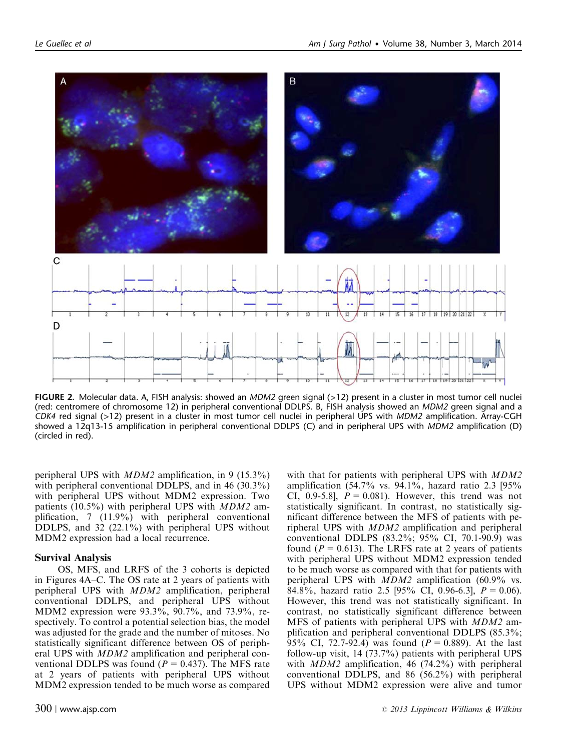FIGURE 2. Molecular data. A, FISH analysis: showed an *MDM2* green signal (>12) present in a cluster in most tumor cell nuclei (red: centromere of chromosome 12) in peripheral conventional DDLPS. B, FISH analysis showed an *MDM2* green signal and a *CDK4* red signal (>12) present in a cluster in most tumor cell nuclei in peripheral UPS with *MDM2* amplification. Array-CGH showed a 12q13-15 amplification in peripheral conventional DDLPS (C) and in peripheral UPS with *MDM2* amplification (D) (circled in red).

peripheral UPS with *MDM2* amplification, in 9 (15.3%) with peripheral conventional DDLPS, and in 46 (30.3%) with peripheral UPS without MDM2 expression. Two patients (10.5%) with peripheral UPS with *MDM2* amplification, 7 (11.9%) with peripheral conventional DDLPS, and 32 (22.1%) with peripheral UPS without MDM2 expression had a local recurrence.

### Survival Analysis

OS, MFS, and LRFS of the 3 cohorts is depicted in Figures 4A–C. The OS rate at 2 years of patients with peripheral UPS with *MDM2* amplification, peripheral conventional DDLPS, and peripheral UPS without MDM2 expression were 93.3%, 90.7%, and 73.9%, respectively. To control a potential selection bias, the model was adjusted for the grade and the number of mitoses. No statistically significant difference between OS of peripheral UPS with *MDM2* amplification and peripheral conventional DDLPS was found ($P = 0.437$). The MFS rate at 2 years of patients with peripheral UPS without MDM2 expression tended to be much worse as compared with that for patients with peripheral UPS with *MDM2* amplification (54.7% vs. 94.1%, hazard ratio 2.3 [95% CI, 0.9-5.8], $P = 0.081$). However, this trend was not statistically significant. In contrast, no statistically significant difference between the MFS of patients with peripheral UPS with *MDM2* amplification and peripheral conventional DDLPS (83.2%; 95% CI, 70.1-90.9) was found ($P = 0.613$). The LRFS rate at 2 years of patients with peripheral UPS without MDM2 expression tended to be much worse as compared with that for patients with peripheral UPS with *MDM2* amplification (60.9% vs. 84.8%, hazard ratio 2.5 [95% CI, 0.96-6.3], $P = 0.06$). However, this trend was not statistically significant. In contrast, no statistically significant difference between MFS of patients with peripheral UPS with *MDM2* amplification and peripheral conventional DDLPS (85.3%; 95% CI, 72.7-92.4) was found ($P = 0.889$). At the last follow-up visit, 14 (73.7%) patients with peripheral UPS with *MDM2* amplification, 46 (74.2%) with peripheral conventional DDLPS, and 86 (56.2%) with peripheral UPS without MDM2 expression were alive and tumor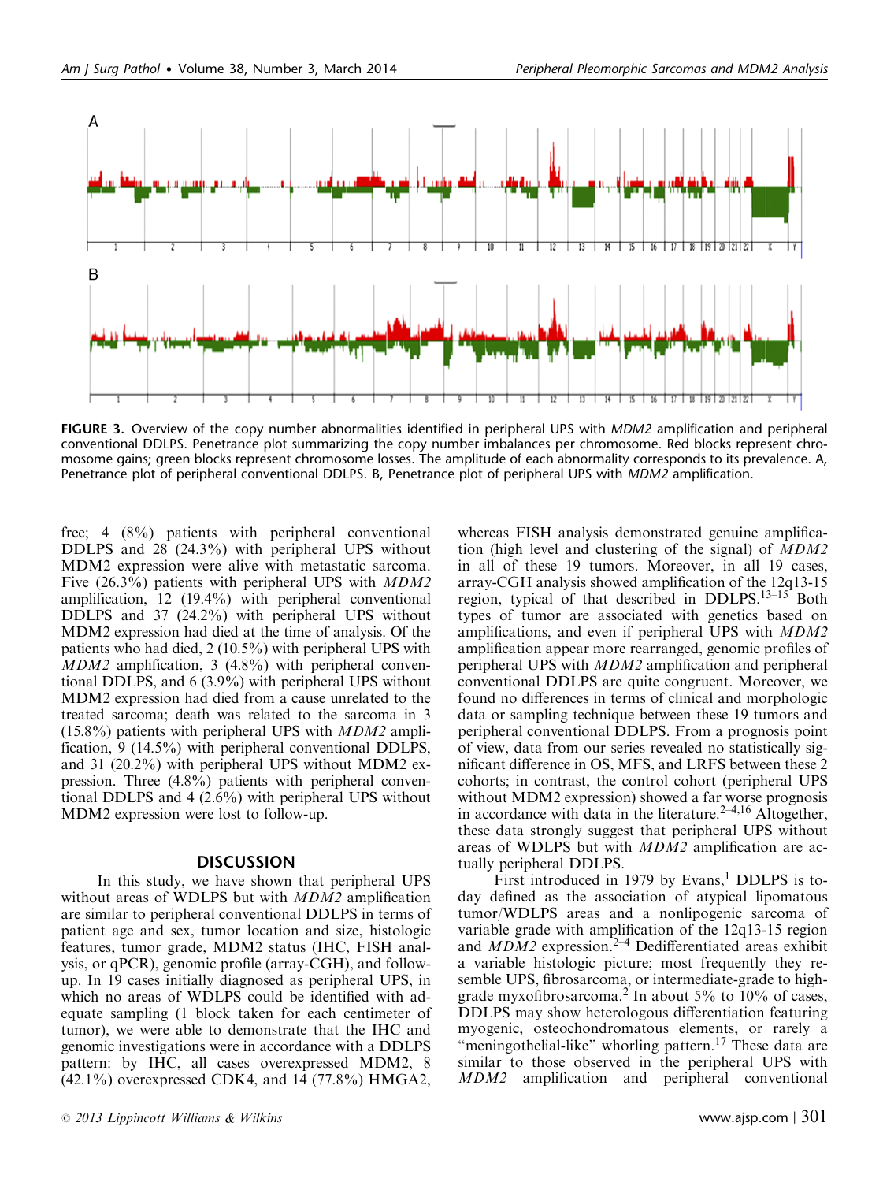**FIGURE 3.** Overview of the copy number abnormalities identified in peripheral UPS with *MDM2* amplification and peripheral conventional DDLPS. Penetrance plot summarizing the copy number imbalances per chromosome. Red blocks represent chromosome gains; green blocks represent chromosome losses. The amplitude of each abnormality corresponds to its prevalence. A, Penetrance plot of peripheral conventional DDLPS. B, Penetrance plot of peripheral UPS with *MDM2* amplification.

free; 4 (8%) patients with peripheral conventional DDLPS and 28 (24.3%) with peripheral UPS without MDM2 expression were alive with metastatic sarcoma. Five (26.3%) patients with peripheral UPS with *MDM2* amplification, 12 (19.4%) with peripheral conventional DDLPS and 37 (24.2%) with peripheral UPS without MDM2 expression had died at the time of analysis. Of the patients who had died, 2 (10.5%) with peripheral UPS with *MDM2* amplification, 3 (4.8%) with peripheral conventional DDLPS, and 6 (3.9%) with peripheral UPS without MDM2 expression had died from a cause unrelated to the treated sarcoma; death was related to the sarcoma in 3 (15.8%) patients with peripheral UPS with *MDM2* amplification, 9 (14.5%) with peripheral conventional DDLPS, and 31 (20.2%) with peripheral UPS without MDM2 expression. Three (4.8%) patients with peripheral conventional DDLPS and 4 (2.6%) with peripheral UPS without MDM2 expression were lost to follow-up.

## DISCUSSION

In this study, we have shown that peripheral UPS without areas of WDLPS but with *MDM2* amplification are similar to peripheral conventional DDLPS in terms of patient age and sex, tumor location and size, histologic features, tumor grade, MDM2 status (IHC, FISH analysis, or qPCR), genomic profile (array-CGH), and follow-up. In 19 cases initially diagnosed as peripheral UPS, in which no areas of WDLPS could be identified with adequate sampling (1 block taken for each centimeter of tumor), we were able to demonstrate that the IHC and genomic investigations were in accordance with a DDLPS pattern: by IHC, all cases overexpressed MDM2, 8 (42.1%) overexpressed CDK4, and 14 (77.8%) HMGA2, whereas FISH analysis demonstrated genuine amplification (high level and clustering of the signal) of *MDM2* in all of these 19 tumors. Moreover, in all 19 cases, array-CGH analysis showed amplification of the 12q13-15 region, typical of that described in DDLPS.[13–15] Both types of tumor are associated with genetics based on amplifications, and even if peripheral UPS with *MDM2* amplification appear more rearranged, genomic profiles of peripheral UPS with *MDM2* amplification and peripheral conventional DDLPS are quite congruent. Moreover, we found no differences in terms of clinical and morphologic data or sampling technique between these 19 tumors and peripheral conventional DDLPS. From a prognosis point of view, data from our series revealed no statistically significant difference in OS, MFS, and LRFS between these 2 cohorts; in contrast, the control cohort (peripheral UPS without MDM2 expression) showed a far worse prognosis in accordance with data in the literature.[2–4,16] Altogether, these data strongly suggest that peripheral UPS without areas of WDLPS but with *MDM2* amplification are actually peripheral DDLPS.

First introduced in 1979 by Evans,[1] DDLPS is today defined as the association of atypical lipomatous tumor/WDLPS areas and a nonlipogenic sarcoma of variable grade with amplification of the 12q13-15 region and *MDM2* expression.[2–4] Dedifferentiated areas exhibit a variable histologic picture; most frequently they resemble UPS, fibrosarcoma, or intermediate-grade to high-grade myxofibrosarcoma.[2] In about 5% to 10% of cases, DDLPS may show heterologous differentiation featuring myogenic, osteochondromatous elements, or rarely a "meningothelial-like" whorling pattern.[17] These data are similar to those observed in the peripheral UPS with *MDM2* amplification and peripheral conventional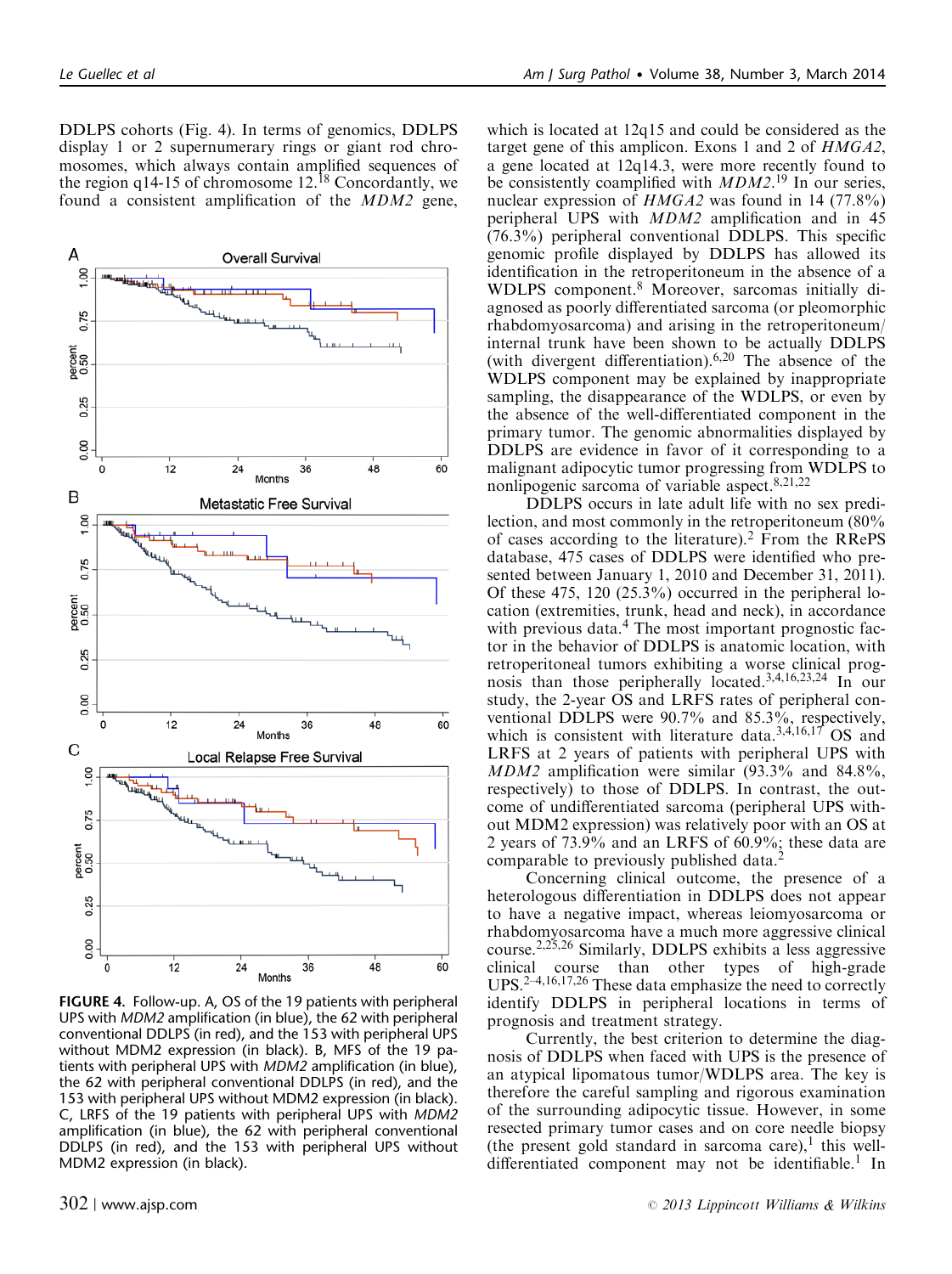DDLPS cohorts (Fig. 4). In terms of genomics, DDLPS display 1 or 2 supernumerary rings or giant rod chromosomes, which always contain amplified sequences of the region q14-15 of chromosome 12.[18] Concordantly, we found a consistent amplification of the *MDM2* gene, which is located at 12q15 and could be considered as the target gene of this amplicon. Exons 1 and 2 of *HMGA2*, a gene located at 12q14.3, were more recently found to be consistently coamplified with *MDM2*.[19] In our series, nuclear expression of *HMGA2* was found in 14 (77.8%) peripheral UPS with *MDM2* amplification and in 45 (76.3%) peripheral conventional DDLPS. This specific genomic profile displayed by DDLPS has allowed its identification in the retroperitoneum in the absence of a WDLPS component.[8] Moreover, sarcomas initially diagnosed as poorly differentiated sarcoma (or pleomorphic rhabdomyosarcoma) and arising in the retroperitoneum/internal trunk have been shown to be actually DDLPS (with divergent differentiation).[6,20] The absence of the WDLPS component may be explained by inappropriate sampling, the disappearance of the WDLPS, or even by the absence of the well-differentiated component in the primary tumor. The genomic abnormalities displayed by DDLPS are evidence in favor of it corresponding to a malignant adipocytic tumor progressing from WDLPS to nonlipogenic sarcoma of variable aspect.[8,21,22]

FIGURE 4. Follow-up. A, OS of the 19 patients with peripheral UPS with *MDM2* amplification (in blue), the 62 with peripheral conventional DDLPS (in red), and the 153 with peripheral UPS without MDM2 expression (in black). B, MFS of the 19 patients with peripheral UPS with *MDM2* amplification (in blue), the 62 with peripheral conventional DDLPS (in red), and the 153 with peripheral UPS without MDM2 expression (in black). C, LRFS of the 19 patients with peripheral UPS with *MDM2* amplification (in blue), the 62 with peripheral conventional DDLPS (in red), and the 153 with peripheral UPS without MDM2 expression (in black).

DDLPS occurs in late adult life with no sex predilection, and most commonly in the retroperitoneum (80% of cases according to the literature).[2] From the RRePS database, 475 cases of DDLPS were identified who presented between January 1, 2010 and December 31, 2011). Of these 475, 120 (25.3%) occurred in the peripheral location (extremities, trunk, head and neck), in accordance with previous data.[4] The most important prognostic factor in the behavior of DDLPS is anatomic location, with retroperitoneal tumors exhibiting a worse clinical prognosis than those peripherally located.[3,4,16,23,24] In our study, the 2-year OS and LRFS rates of peripheral conventional DDLPS were 90.7% and 85.3%, respectively, which is consistent with literature data.[3,4,16,17] OS and LRFS at 2 years of patients with peripheral UPS with *MDM2* amplification were similar (93.3% and 84.8%, respectively) to those of DDLPS. In contrast, the outcome of undifferentiated sarcoma (peripheral UPS without MDM2 expression) was relatively poor with an OS at 2 years of 73.9% and an LRFS of 60.9%; these data are comparable to previously published data.[2]

Concerning clinical outcome, the presence of a heterologous differentiation in DDLPS does not appear to have a negative impact, whereas leiomyosarcoma or rhabdomyosarcoma have a much more aggressive clinical course.[2,25,26] Similarly, DDLPS exhibits a less aggressive clinical course than other types of high-grade UPS.[2–4,16,17,26] These data emphasize the need to correctly identify DDLPS in peripheral locations in terms of prognosis and treatment strategy.

Currently, the best criterion to determine the diagnosis of DDLPS when faced with UPS is the presence of an atypical lipomatous tumor/WDLPS area. The key is therefore the careful sampling and rigorous examination of the surrounding adipocytic tissue. However, in some resected primary tumor cases and on core needle biopsy (the present gold standard in sarcoma care),[1] this well-differentiated component may not be identifiable.[1] In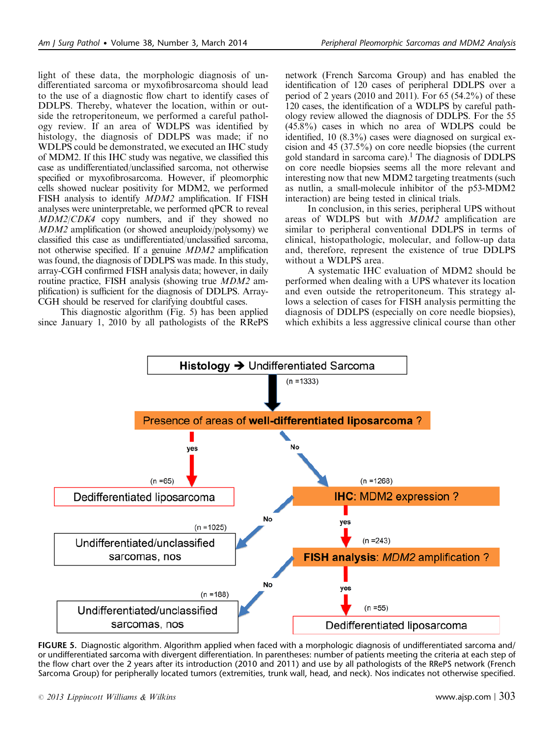light of these data, the morphologic diagnosis of undifferentiated sarcoma or myxofibrosarcoma should lead to the use of a diagnostic flow chart to identify cases of DDLPS. Thereby, whatever the location, within or outside the retroperitoneum, we performed a careful pathology review. If an area of WDLPS was identified by histology, the diagnosis of DDLPS was made; if no WDLPS could be demonstrated, we executed an IHC study of MDM2. If this IHC study was negative, we classified this case as undifferentiated/unclassified sarcoma, not otherwise specified or myxofibrosarcoma. However, if pleomorphic cells showed nuclear positivity for MDM2, we performed FISH analysis to identify *MDM2* amplification. If FISH analyses were uninterpretable, we performed qPCR to reveal *MDM2*/*CDK4* copy numbers, and if they showed no *MDM2* amplification (or showed aneuploidy/polysomy) we classified this case as undifferentiated/unclassified sarcoma, not otherwise specified. If a genuine *MDM2* amplification was found, the diagnosis of DDLPS was made. In this study, array-CGH confirmed FISH analysis data; however, in daily routine practice, FISH analysis (showing true *MDM2* amplification) is sufficient for the diagnosis of DDLPS. Array-CGH should be reserved for clarifying doubtful cases.

This diagnostic algorithm (Fig. 5) has been applied since January 1, 2010 by all pathologists of the RRePS network (French Sarcoma Group) and has enabled the identification of 120 cases of peripheral DDLPS over a period of 2 years (2010 and 2011). For 65 (54.2%) of these 120 cases, the identification of a WDLPS by careful pathology review allowed the diagnosis of DDLPS. For the 55 (45.8%) cases in which no area of WDLPS could be identified, 10 (8.3%) cases were diagnosed on surgical excision and 45 (37.5%) on core needle biopsies (the current gold standard in sarcoma care).[1] The diagnosis of DDLPS on core needle biopsies seems all the more relevant and interesting now that new MDM2 targeting treatments (such as nutlin, a small-molecule inhibitor of the p53-MDM2 interaction) are being tested in clinical trials.

In conclusion, in this series, peripheral UPS without areas of WDLPS but with *MDM2* amplification are similar to peripheral conventional DDLPS in terms of clinical, histopathologic, molecular, and follow-up data and, therefore, represent the existence of true DDLPS without a WDLPS area.

A systematic IHC evaluation of MDM2 should be performed when dealing with a UPS whatever its location and even outside the retroperitoneum. This strategy allows a selection of cases for FISH analysis permitting the diagnosis of DDLPS (especially on core needle biopsies), which exhibits a less aggressive clinical course than other

**Histology → Undifferentiated Sarcoma** (n =1333)

- Presence of areas of **well-differentiated liposarcoma** ?
  - yes (n =65) → Dedifferentiated liposarcoma
  - No (n =1268) → **IHC**: MDM2 expression ?
    - No (n =1025) → Undifferentiated/unclassified sarcomas, nos
    - yes (n =243) → **FISH analysis**: *MDM2* amplification ?
      - No (n =188) → Undifferentiated/unclassified sarcomas, nos
      - yes (n =55) → Dedifferentiated liposarcoma

**FIGURE 5.** Diagnostic algorithm. Algorithm applied when faced with a morphologic diagnosis of undifferentiated sarcoma and/or undifferentiated sarcoma with divergent differentiation. In parentheses: number of patients meeting the criteria at each step of the flow chart over the 2 years after its introduction (2010 and 2011) and use by all pathologists of the RRePS network (French Sarcoma Group) for peripherally located tumors (extremities, trunk wall, head, and neck). Nos indicates not otherwise specified.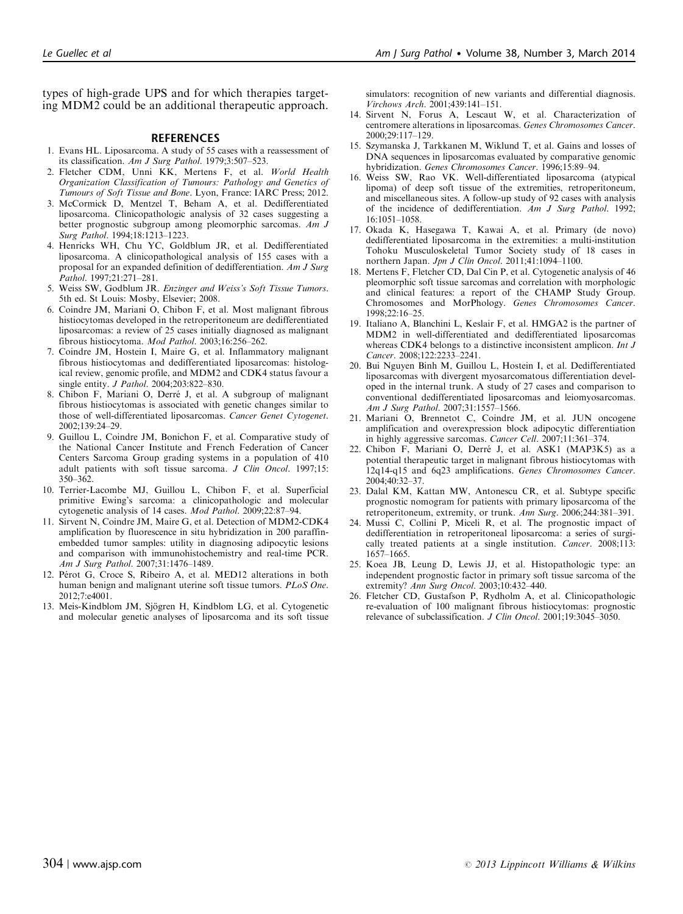types of high-grade UPS and for which therapies targeting MDM2 could be an additional therapeutic approach.

## REFERENCES

1. Evans HL. Liposarcoma. A study of 55 cases with a reassessment of its classification. *Am J Surg Pathol*. 1979;3:507–523.
2. Fletcher CDM, Unni KK, Mertens F, et al. *World Health Organization Classification of Tumours: Pathology and Genetics of Tumours of Soft Tissue and Bone*. Lyon, France: IARC Press; 2012.
3. McCormick D, Mentzel T, Beham A, et al. Dedifferentiated liposarcoma. Clinicopathologic analysis of 32 cases suggesting a better prognostic subgroup among pleomorphic sarcomas. *Am J Surg Pathol*. 1994;18:1213–1223.
4. Henricks WH, Chu YC, Goldblum JR, et al. Dedifferentiated liposarcoma. A clinicopathological analysis of 155 cases with a proposal for an expanded definition of dedifferentiation. *Am J Surg Pathol*. 1997;21:271–281.
5. Weiss SW, Godblum JR. *Enzinger and Weiss's Soft Tissue Tumors*. 5th ed. St Louis: Mosby, Elsevier; 2008.
6. Coindre JM, Mariani O, Chibon F, et al. Most malignant fibrous histiocytomas developed in the retroperitoneum are dedifferentiated liposarcomas: a review of 25 cases initially diagnosed as malignant fibrous histiocytoma. *Mod Pathol*. 2003;16:256–262.
7. Coindre JM, Hostein I, Maire G, et al. Inflammatory malignant fibrous histiocytomas and dedifferentiated liposarcomas: histological review, genomic profile, and MDM2 and CDK4 status favour a single entity. *J Pathol*. 2004;203:822–830.
8. Chibon F, Mariani O, Derré J, et al. A subgroup of malignant fibrous histiocytomas is associated with genetic changes similar to those of well-differentiated liposarcomas. *Cancer Genet Cytogenet*. 2002;139:24–29.
9. Guillou L, Coindre JM, Bonichon F, et al. Comparative study of the National Cancer Institute and French Federation of Cancer Centers Sarcoma Group grading systems in a population of 410 adult patients with soft tissue sarcoma. *J Clin Oncol*. 1997;15: 350–362.
10. Terrier-Lacombe MJ, Guillou L, Chibon F, et al. Superficial primitive Ewing's sarcoma: a clinicopathologic and molecular cytogenetic analysis of 14 cases. *Mod Pathol*. 2009;22:87–94.
11. Sirvent N, Coindre JM, Maire G, et al. Detection of MDM2-CDK4 amplification by fluorescence in situ hybridization in 200 paraffin-embedded tumor samples: utility in diagnosing adipocytic lesions and comparison with immunohistochemistry and real-time PCR. *Am J Surg Pathol*. 2007;31:1476–1489.
12. Pérot G, Croce S, Ribeiro A, et al. MED12 alterations in both human benign and malignant uterine soft tissue tumors. *PLoS One*. 2012;7:e4001.
13. Meis-Kindblom JM, Sjögren H, Kindblom LG, et al. Cytogenetic and molecular genetic analyses of liposarcoma and its soft tissue simulators: recognition of new variants and differential diagnosis. *Virchows Arch*. 2001;439:141–151.
14. Sirvent N, Forus A, Lescaut W, et al. Characterization of centromere alterations in liposarcomas. *Genes Chromosomes Cancer*. 2000;29:117–129.
15. Szymanska J, Tarkkanen M, Wiklund T, et al. Gains and losses of DNA sequences in liposarcomas evaluated by comparative genomic hybridization. *Genes Chromosomes Cancer*. 1996;15:89–94.
16. Weiss SW, Rao VK. Well-differentiated liposarcoma (atypical lipoma) of deep soft tissue of the extremities, retroperitoneum, and miscellaneous sites. A follow-up study of 92 cases with analysis of the incidence of dedifferentiation. *Am J Surg Pathol*. 1992; 16:1051–1058.
17. Okada K, Hasegawa T, Kawai A, et al. Primary (de novo) dedifferentiated liposarcoma in the extremities: a multi-institution Tohoku Musculoskeletal Tumor Society study of 18 cases in northern Japan. *Jpn J Clin Oncol*. 2011;41:1094–1100.
18. Mertens F, Fletcher CD, Dal Cin P, et al. Cytogenetic analysis of 46 pleomorphic soft tissue sarcomas and correlation with morphologic and clinical features: a report of the CHAMP Study Group. Chromosomes and MorPhology. *Genes Chromosomes Cancer*. 1998;22:16–25.
19. Italiano A, Blanchini L, Keslair F, et al. HMGA2 is the partner of MDM2 in well-differentiated and dedifferentiated liposarcomas whereas CDK4 belongs to a distinctive inconsistent amplicon. *Int J Cancer*. 2008;122:2233–2241.
20. Bui Nguyen Binh M, Guillou L, Hostein I, et al. Dedifferentiated liposarcomas with divergent myosarcomatous differentiation developed in the internal trunk. A study of 27 cases and comparison to conventional dedifferentiated liposarcomas and leiomyosarcomas. *Am J Surg Pathol*. 2007;31:1557–1566.
21. Mariani O, Brennetot C, Coindre JM, et al. JUN oncogene amplification and overexpression block adipocytic differentiation in highly aggressive sarcomas. *Cancer Cell*. 2007;11:361–374.
22. Chibon F, Mariani O, Derré J, et al. ASK1 (MAP3K5) as a potential therapeutic target in malignant fibrous histiocytomas with 12q14-q15 and 6q23 amplifications. *Genes Chromosomes Cancer*. 2004;40:32–37.
23. Dalal KM, Kattan MW, Antonescu CR, et al. Subtype specific prognostic nomogram for patients with primary liposarcoma of the retroperitoneum, extremity, or trunk. *Ann Surg*. 2006;244:381–391.
24. Mussi C, Collini P, Miceli R, et al. The prognostic impact of dedifferentiation in retroperitoneal liposarcoma: a series of surgically treated patients at a single institution. *Cancer*. 2008;113: 1657–1665.
25. Koea JB, Leung D, Lewis JJ, et al. Histopathologic type: an independent prognostic factor in primary soft tissue sarcoma of the extremity? *Ann Surg Oncol*. 2003;10:432–440.
26. Fletcher CD, Gustafson P, Rydholm A, et al. Clinicopathologic re-evaluation of 100 malignant fibrous histiocytomas: prognostic relevance of subclassification. *J Clin Oncol*. 2001;19:3045–3050.